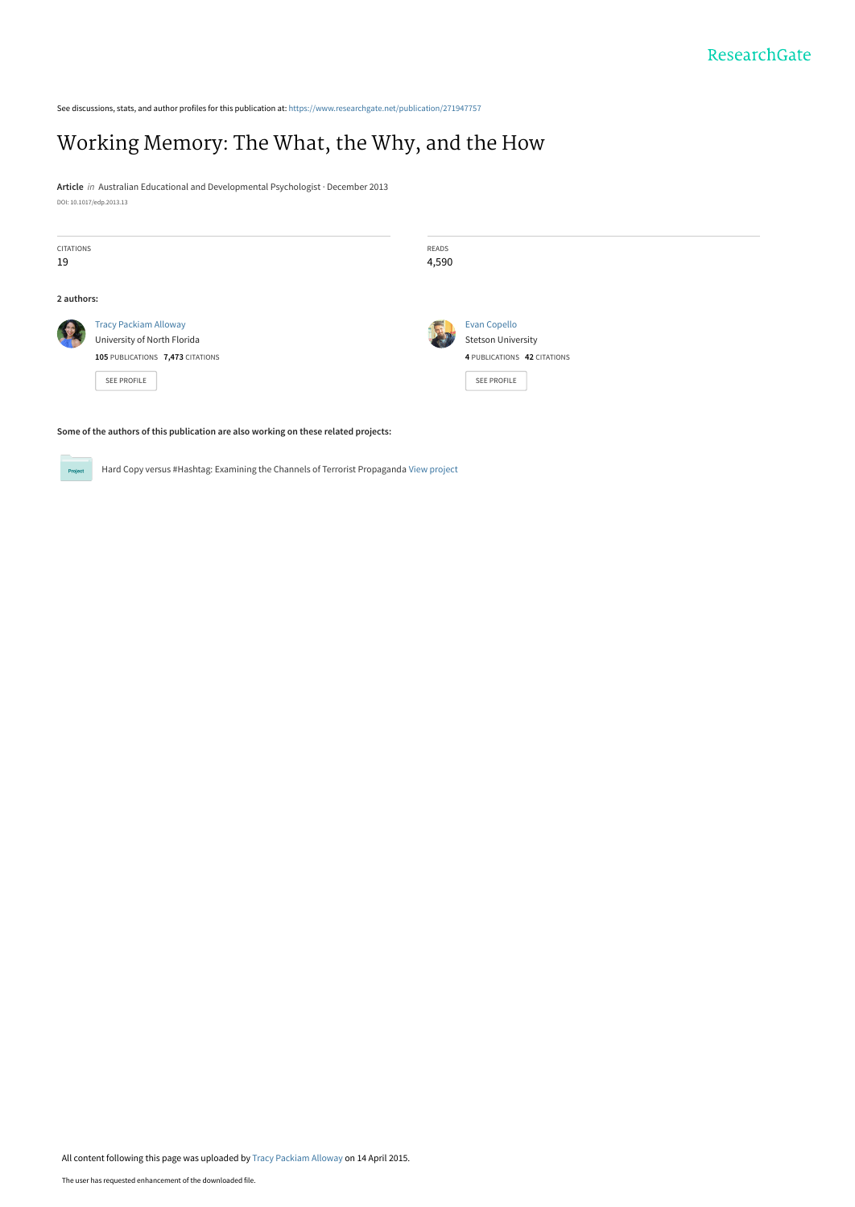See discussions, stats, and author profiles for this publication at: https://www.researchgate.net/publication/271947757

# Working Memory: The What, the Why, and the How

**Article** *in* Australian Educational and Developmental Psychologist · December 2013

DOI: 10.1017/edp.2013.13

| CITATIONS | READS |
|---|---|
| 19 | 4,590 |

**2 authors:**

Tracy Packiam Alloway
University of North Florida
**105** PUBLICATIONS **7,473** CITATIONS

SEE PROFILE

Evan Copello
Stetson University
**4** PUBLICATIONS **42** CITATIONS

SEE PROFILE

**Some of the authors of this publication are also working on these related projects:**

Project: Hard Copy versus #Hashtag: Examining the Channels of Terrorist Propaganda View project

All content following this page was uploaded by Tracy Packiam Alloway on 14 April 2015.

The user has requested enhancement of the downloaded file.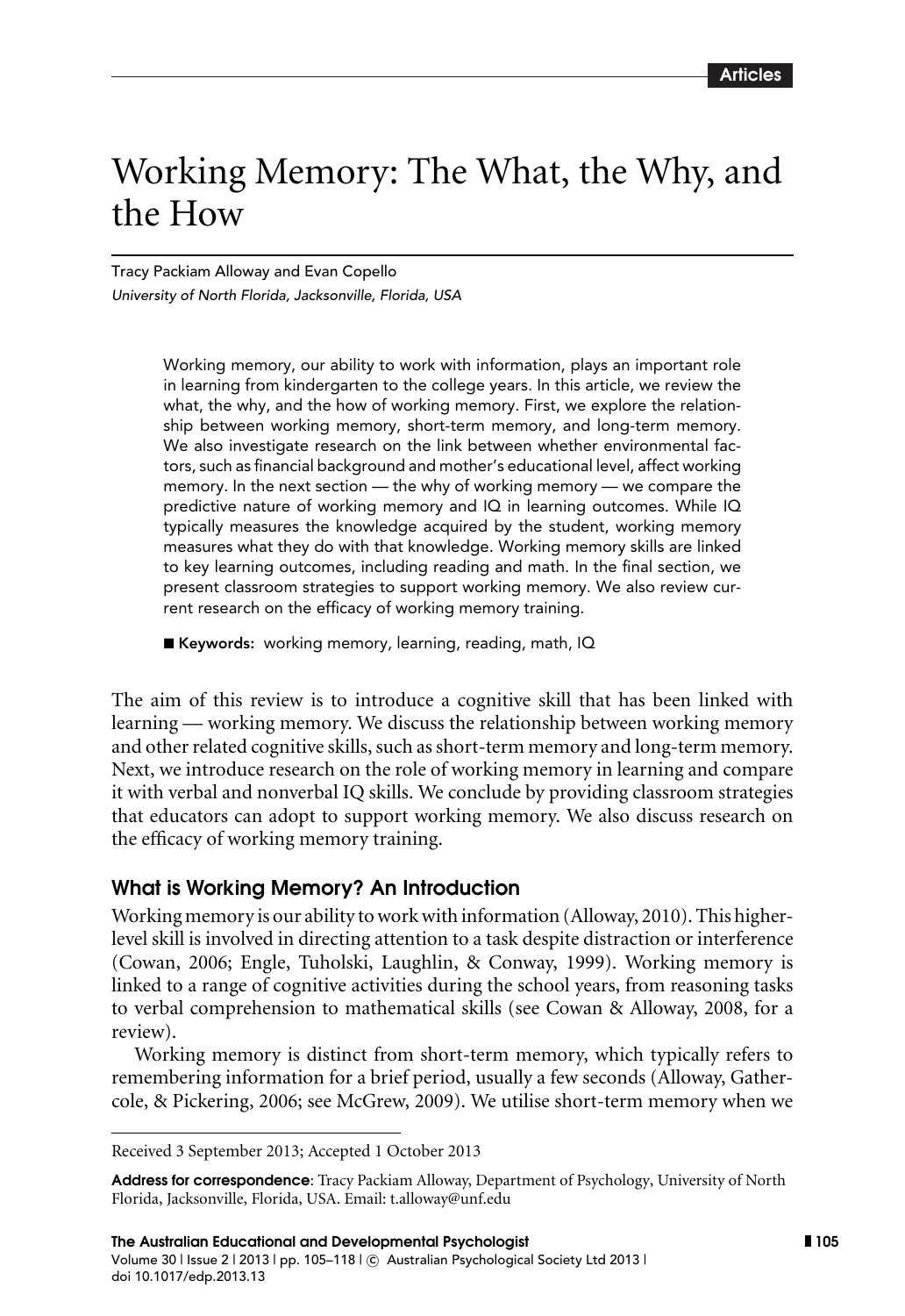Articles

# Working Memory: The What, the Why, and the How

Tracy Packiam Alloway and Evan Copello
*University of North Florida, Jacksonville, Florida, USA*

> Working memory, our ability to work with information, plays an important role in learning from kindergarten to the college years. In this article, we review the what, the why, and the how of working memory. First, we explore the relationship between working memory, short-term memory, and long-term memory. We also investigate research on the link between whether environmental factors, such as financial background and mother's educational level, affect working memory. In the next section — the why of working memory — we compare the predictive nature of working memory and IQ in learning outcomes. While IQ typically measures the knowledge acquired by the student, working memory measures what they do with that knowledge. Working memory skills are linked to key learning outcomes, including reading and math. In the final section, we present classroom strategies to support working memory. We also review current research on the efficacy of working memory training.
>
> ■ **Keywords:** working memory, learning, reading, math, IQ

The aim of this review is to introduce a cognitive skill that has been linked with learning — working memory. We discuss the relationship between working memory and other related cognitive skills, such as short-term memory and long-term memory. Next, we introduce research on the role of working memory in learning and compare it with verbal and nonverbal IQ skills. We conclude by providing classroom strategies that educators can adopt to support working memory. We also discuss research on the efficacy of working memory training.

## What is Working Memory? An Introduction

Working memory is our ability to work with information (Alloway, 2010). This higher-level skill is involved in directing attention to a task despite distraction or interference (Cowan, 2006; Engle, Tuholski, Laughlin, & Conway, 1999). Working memory is linked to a range of cognitive activities during the school years, from reasoning tasks to verbal comprehension to mathematical skills (see Cowan & Alloway, 2008, for a review).

Working memory is distinct from short-term memory, which typically refers to remembering information for a brief period, usually a few seconds (Alloway, Gathercole, & Pickering, 2006; see McGrew, 2009). We utilise short-term memory when we

Received 3 September 2013; Accepted 1 October 2013

**Address for correspondence**: Tracy Packiam Alloway, Department of Psychology, University of North Florida, Jacksonville, Florida, USA. Email: t.alloway@unf.edu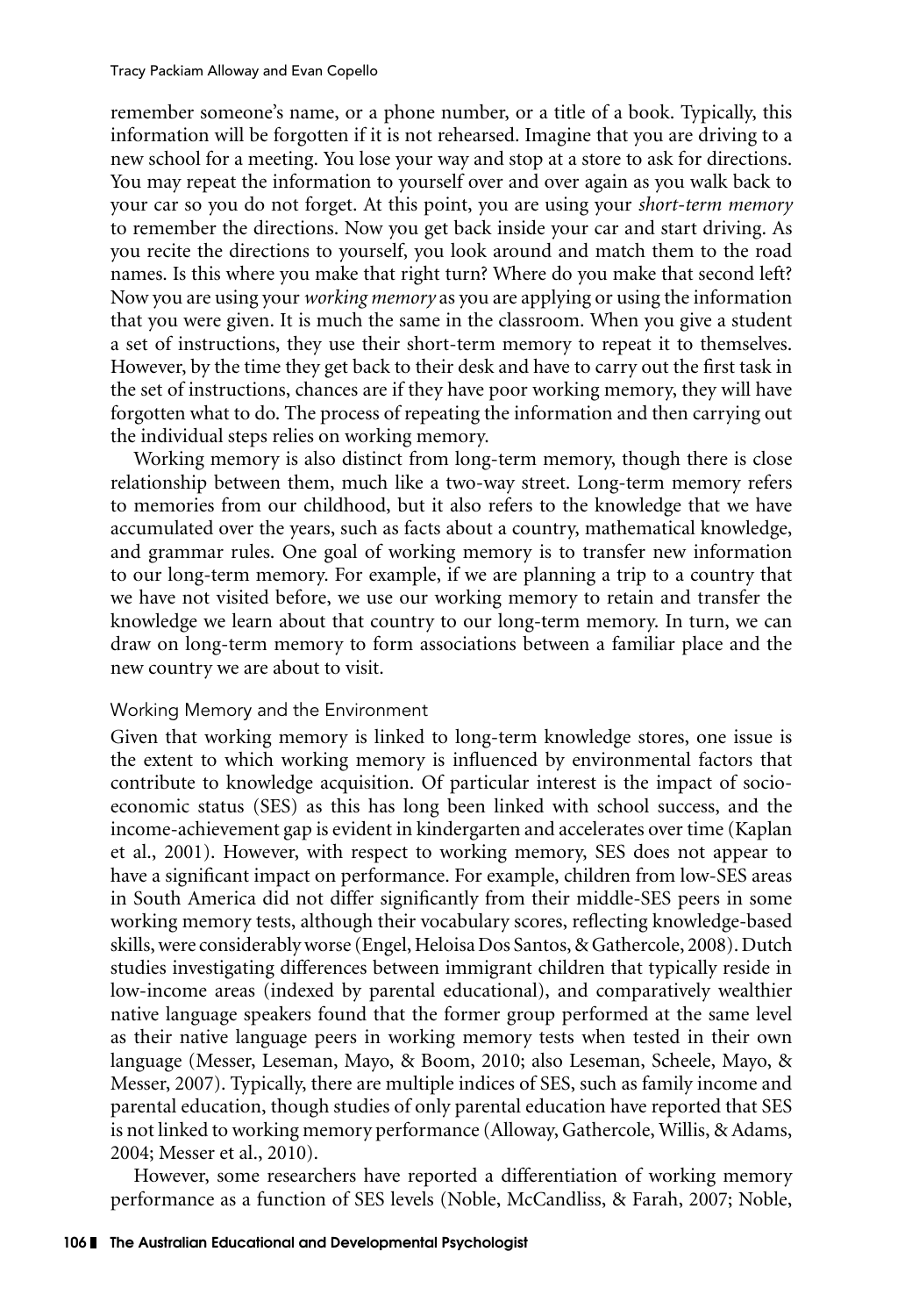remember someone's name, or a phone number, or a title of a book. Typically, this information will be forgotten if it is not rehearsed. Imagine that you are driving to a new school for a meeting. You lose your way and stop at a store to ask for directions. You may repeat the information to yourself over and over again as you walk back to your car so you do not forget. At this point, you are using your *short-term memory* to remember the directions. Now you get back inside your car and start driving. As you recite the directions to yourself, you look around and match them to the road names. Is this where you make that right turn? Where do you make that second left? Now you are using your *working memory* as you are applying or using the information that you were given. It is much the same in the classroom. When you give a student a set of instructions, they use their short-term memory to repeat it to themselves. However, by the time they get back to their desk and have to carry out the first task in the set of instructions, chances are if they have poor working memory, they will have forgotten what to do. The process of repeating the information and then carrying out the individual steps relies on working memory.

Working memory is also distinct from long-term memory, though there is close relationship between them, much like a two-way street. Long-term memory refers to memories from our childhood, but it also refers to the knowledge that we have accumulated over the years, such as facts about a country, mathematical knowledge, and grammar rules. One goal of working memory is to transfer new information to our long-term memory. For example, if we are planning a trip to a country that we have not visited before, we use our working memory to retain and transfer the knowledge we learn about that country to our long-term memory. In turn, we can draw on long-term memory to form associations between a familiar place and the new country we are about to visit.

### Working Memory and the Environment

Given that working memory is linked to long-term knowledge stores, one issue is the extent to which working memory is influenced by environmental factors that contribute to knowledge acquisition. Of particular interest is the impact of socio-economic status (SES) as this has long been linked with school success, and the income-achievement gap is evident in kindergarten and accelerates over time (Kaplan et al., 2001). However, with respect to working memory, SES does not appear to have a significant impact on performance. For example, children from low-SES areas in South America did not differ significantly from their middle-SES peers in some working memory tests, although their vocabulary scores, reflecting knowledge-based skills, were considerably worse (Engel, Heloisa Dos Santos, & Gathercole, 2008). Dutch studies investigating differences between immigrant children that typically reside in low-income areas (indexed by parental educational), and comparatively wealthier native language speakers found that the former group performed at the same level as their native language peers in working memory tests when tested in their own language (Messer, Leseman, Mayo, & Boom, 2010; also Leseman, Scheele, Mayo, & Messer, 2007). Typically, there are multiple indices of SES, such as family income and parental education, though studies of only parental education have reported that SES is not linked to working memory performance (Alloway, Gathercole, Willis, & Adams, 2004; Messer et al., 2010).

However, some researchers have reported a differentiation of working memory performance as a function of SES levels (Noble, McCandliss, & Farah, 2007; Noble,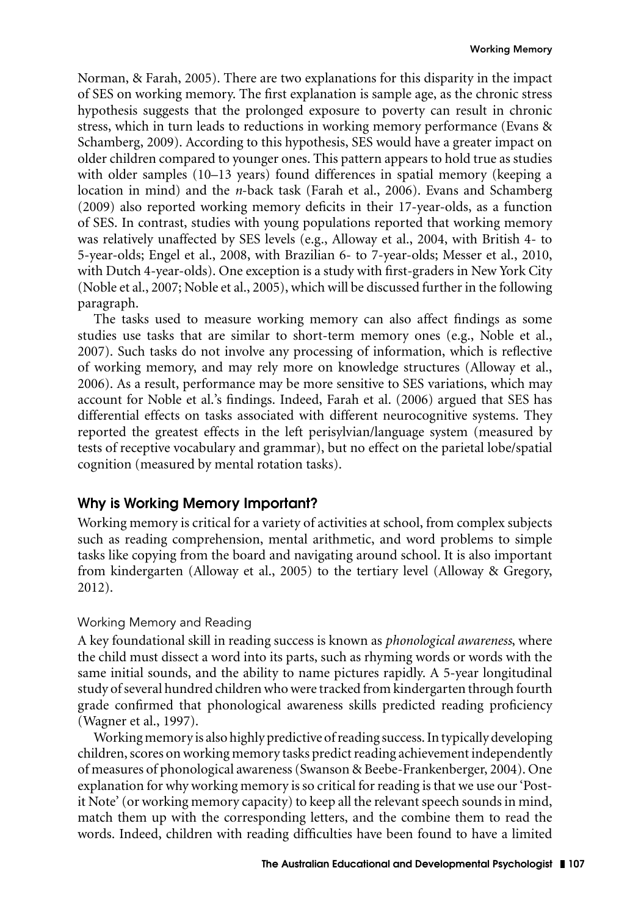Norman, & Farah, 2005). There are two explanations for this disparity in the impact of SES on working memory. The first explanation is sample age, as the chronic stress hypothesis suggests that the prolonged exposure to poverty can result in chronic stress, which in turn leads to reductions in working memory performance (Evans & Schamberg, 2009). According to this hypothesis, SES would have a greater impact on older children compared to younger ones. This pattern appears to hold true as studies with older samples (10–13 years) found differences in spatial memory (keeping a location in mind) and the *n*-back task (Farah et al., 2006). Evans and Schamberg (2009) also reported working memory deficits in their 17-year-olds, as a function of SES. In contrast, studies with young populations reported that working memory was relatively unaffected by SES levels (e.g., Alloway et al., 2004, with British 4- to 5-year-olds; Engel et al., 2008, with Brazilian 6- to 7-year-olds; Messer et al., 2010, with Dutch 4-year-olds). One exception is a study with first-graders in New York City (Noble et al., 2007; Noble et al., 2005), which will be discussed further in the following paragraph.

The tasks used to measure working memory can also affect findings as some studies use tasks that are similar to short-term memory ones (e.g., Noble et al., 2007). Such tasks do not involve any processing of information, which is reflective of working memory, and may rely more on knowledge structures (Alloway et al., 2006). As a result, performance may be more sensitive to SES variations, which may account for Noble et al.'s findings. Indeed, Farah et al. (2006) argued that SES has differential effects on tasks associated with different neurocognitive systems. They reported the greatest effects in the left perisylvian/language system (measured by tests of receptive vocabulary and grammar), but no effect on the parietal lobe/spatial cognition (measured by mental rotation tasks).

## Why is Working Memory Important?

Working memory is critical for a variety of activities at school, from complex subjects such as reading comprehension, mental arithmetic, and word problems to simple tasks like copying from the board and navigating around school. It is also important from kindergarten (Alloway et al., 2005) to the tertiary level (Alloway & Gregory, 2012).

### Working Memory and Reading

A key foundational skill in reading success is known as *phonological awareness*, where the child must dissect a word into its parts, such as rhyming words or words with the same initial sounds, and the ability to name pictures rapidly. A 5-year longitudinal study of several hundred children who were tracked from kindergarten through fourth grade confirmed that phonological awareness skills predicted reading proficiency (Wagner et al., 1997).

Working memory is also highly predictive of reading success. In typically developing children, scores on working memory tasks predict reading achievement independently of measures of phonological awareness (Swanson & Beebe-Frankenberger, 2004). One explanation for why working memory is so critical for reading is that we use our 'Post-it Note' (or working memory capacity) to keep all the relevant speech sounds in mind, match them up with the corresponding letters, and the combine them to read the words. Indeed, children with reading difficulties have been found to have a limited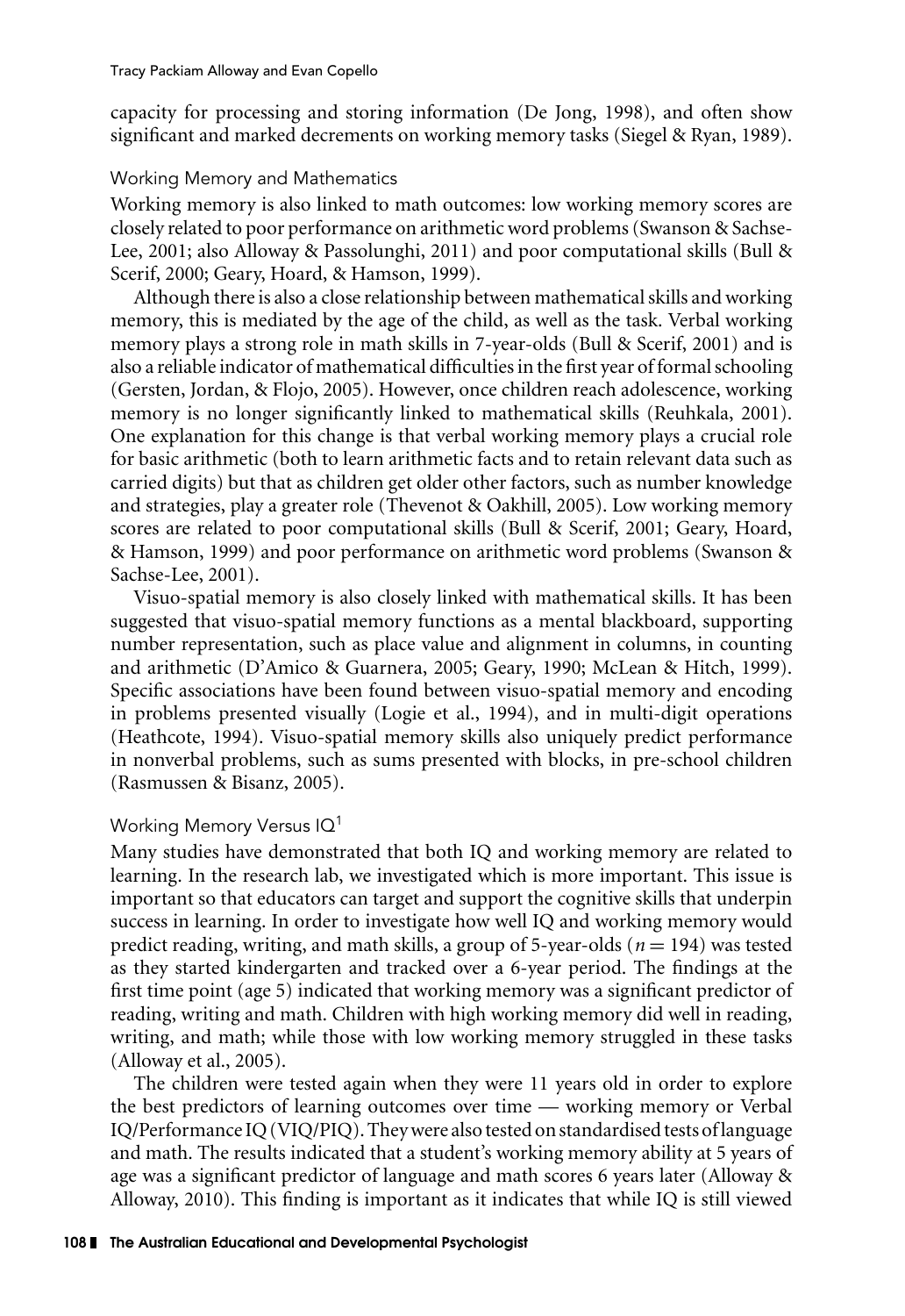capacity for processing and storing information (De Jong, 1998), and often show significant and marked decrements on working memory tasks (Siegel & Ryan, 1989).

### Working Memory and Mathematics

Working memory is also linked to math outcomes: low working memory scores are closely related to poor performance on arithmetic word problems (Swanson & Sachse-Lee, 2001; also Alloway & Passolunghi, 2011) and poor computational skills (Bull & Scerif, 2000; Geary, Hoard, & Hamson, 1999).

Although there is also a close relationship between mathematical skills and working memory, this is mediated by the age of the child, as well as the task. Verbal working memory plays a strong role in math skills in 7-year-olds (Bull & Scerif, 2001) and is also a reliable indicator of mathematical difficulties in the first year of formal schooling (Gersten, Jordan, & Flojo, 2005). However, once children reach adolescence, working memory is no longer significantly linked to mathematical skills (Reuhkala, 2001). One explanation for this change is that verbal working memory plays a crucial role for basic arithmetic (both to learn arithmetic facts and to retain relevant data such as carried digits) but that as children get older other factors, such as number knowledge and strategies, play a greater role (Thevenot & Oakhill, 2005). Low working memory scores are related to poor computational skills (Bull & Scerif, 2001; Geary, Hoard, & Hamson, 1999) and poor performance on arithmetic word problems (Swanson & Sachse-Lee, 2001).

Visuo-spatial memory is also closely linked with mathematical skills. It has been suggested that visuo-spatial memory functions as a mental blackboard, supporting number representation, such as place value and alignment in columns, in counting and arithmetic (D'Amico & Guarnera, 2005; Geary, 1990; McLean & Hitch, 1999). Specific associations have been found between visuo-spatial memory and encoding in problems presented visually (Logie et al., 1994), and in multi-digit operations (Heathcote, 1994). Visuo-spatial memory skills also uniquely predict performance in nonverbal problems, such as sums presented with blocks, in pre-school children (Rasmussen & Bisanz, 2005).

### Working Memory Versus IQ[1]

Many studies have demonstrated that both IQ and working memory are related to learning. In the research lab, we investigated which is more important. This issue is important so that educators can target and support the cognitive skills that underpin success in learning. In order to investigate how well IQ and working memory would predict reading, writing, and math skills, a group of 5-year-olds ($n = 194$) was tested as they started kindergarten and tracked over a 6-year period. The findings at the first time point (age 5) indicated that working memory was a significant predictor of reading, writing and math. Children with high working memory did well in reading, writing, and math; while those with low working memory struggled in these tasks (Alloway et al., 2005).

The children were tested again when they were 11 years old in order to explore the best predictors of learning outcomes over time — working memory or Verbal IQ/Performance IQ (VIQ/PIQ). They were also tested on standardised tests of language and math. The results indicated that a student's working memory ability at 5 years of age was a significant predictor of language and math scores 6 years later (Alloway & Alloway, 2010). This finding is important as it indicates that while IQ is still viewed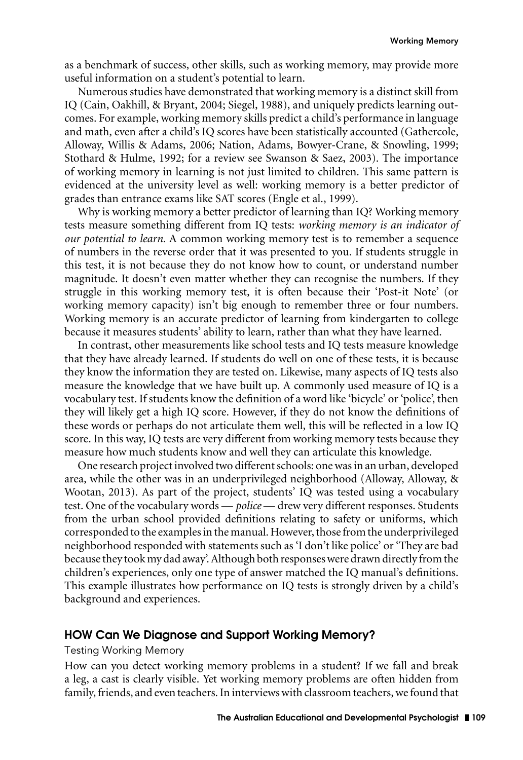as a benchmark of success, other skills, such as working memory, may provide more useful information on a student's potential to learn.

Numerous studies have demonstrated that working memory is a distinct skill from IQ (Cain, Oakhill, & Bryant, 2004; Siegel, 1988), and uniquely predicts learning outcomes. For example, working memory skills predict a child's performance in language and math, even after a child's IQ scores have been statistically accounted (Gathercole, Alloway, Willis & Adams, 2006; Nation, Adams, Bowyer-Crane, & Snowling, 1999; Stothard & Hulme, 1992; for a review see Swanson & Saez, 2003). The importance of working memory in learning is not just limited to children. This same pattern is evidenced at the university level as well: working memory is a better predictor of grades than entrance exams like SAT scores (Engle et al., 1999).

Why is working memory a better predictor of learning than IQ? Working memory tests measure something different from IQ tests: *working memory is an indicator of our potential to learn.* A common working memory test is to remember a sequence of numbers in the reverse order that it was presented to you. If students struggle in this test, it is not because they do not know how to count, or understand number magnitude. It doesn't even matter whether they can recognise the numbers. If they struggle in this working memory test, it is often because their 'Post-it Note' (or working memory capacity) isn't big enough to remember three or four numbers. Working memory is an accurate predictor of learning from kindergarten to college because it measures students' ability to learn, rather than what they have learned.

In contrast, other measurements like school tests and IQ tests measure knowledge that they have already learned. If students do well on one of these tests, it is because they know the information they are tested on. Likewise, many aspects of IQ tests also measure the knowledge that we have built up. A commonly used measure of IQ is a vocabulary test. If students know the definition of a word like 'bicycle' or 'police', then they will likely get a high IQ score. However, if they do not know the definitions of these words or perhaps do not articulate them well, this will be reflected in a low IQ score. In this way, IQ tests are very different from working memory tests because they measure how much students know and well they can articulate this knowledge.

One research project involved two different schools: one was in an urban, developed area, while the other was in an underprivileged neighborhood (Alloway, Alloway, & Wootan, 2013). As part of the project, students' IQ was tested using a vocabulary test. One of the vocabulary words — *police* — drew very different responses. Students from the urban school provided definitions relating to safety or uniforms, which corresponded to the examples in the manual. However, those from the underprivileged neighborhood responded with statements such as 'I don't like police' or 'They are bad because they took my dad away'. Although both responses were drawn directly from the children's experiences, only one type of answer matched the IQ manual's definitions. This example illustrates how performance on IQ tests is strongly driven by a child's background and experiences.

## HOW Can We Diagnose and Support Working Memory?

### Testing Working Memory

How can you detect working memory problems in a student? If we fall and break a leg, a cast is clearly visible. Yet working memory problems are often hidden from family, friends, and even teachers. In interviews with classroom teachers, we found that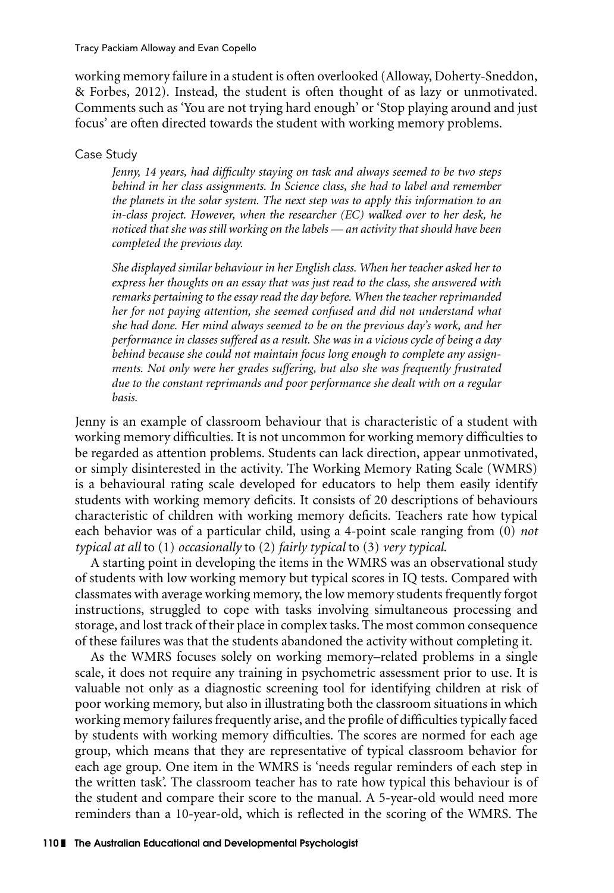working memory failure in a student is often overlooked (Alloway, Doherty-Sneddon, & Forbes, 2012). Instead, the student is often thought of as lazy or unmotivated. Comments such as 'You are not trying hard enough' or 'Stop playing around and just focus' are often directed towards the student with working memory problems.

### Case Study

> *Jenny, 14 years, had difficulty staying on task and always seemed to be two steps behind in her class assignments. In Science class, she had to label and remember the planets in the solar system. The next step was to apply this information to an in-class project. However, when the researcher (EC) walked over to her desk, he noticed that she was still working on the labels — an activity that should have been completed the previous day.*
>
> *She displayed similar behaviour in her English class. When her teacher asked her to express her thoughts on an essay that was just read to the class, she answered with remarks pertaining to the essay read the day before. When the teacher reprimanded her for not paying attention, she seemed confused and did not understand what she had done. Her mind always seemed to be on the previous day's work, and her performance in classes suffered as a result. She was in a vicious cycle of being a day behind because she could not maintain focus long enough to complete any assignments. Not only were her grades suffering, but also she was frequently frustrated due to the constant reprimands and poor performance she dealt with on a regular basis.*

Jenny is an example of classroom behaviour that is characteristic of a student with working memory difficulties. It is not uncommon for working memory difficulties to be regarded as attention problems. Students can lack direction, appear unmotivated, or simply disinterested in the activity. The Working Memory Rating Scale (WMRS) is a behavioural rating scale developed for educators to help them easily identify students with working memory deficits. It consists of 20 descriptions of behaviours characteristic of children with working memory deficits. Teachers rate how typical each behavior was of a particular child, using a 4-point scale ranging from (0) *not typical at all* to (1) *occasionally* to (2) *fairly typical* to (3) *very typical*.

A starting point in developing the items in the WMRS was an observational study of students with low working memory but typical scores in IQ tests. Compared with classmates with average working memory, the low memory students frequently forgot instructions, struggled to cope with tasks involving simultaneous processing and storage, and lost track of their place in complex tasks. The most common consequence of these failures was that the students abandoned the activity without completing it.

As the WMRS focuses solely on working memory–related problems in a single scale, it does not require any training in psychometric assessment prior to use. It is valuable not only as a diagnostic screening tool for identifying children at risk of poor working memory, but also in illustrating both the classroom situations in which working memory failures frequently arise, and the profile of difficulties typically faced by students with working memory difficulties. The scores are normed for each age group, which means that they are representative of typical classroom behavior for each age group. One item in the WMRS is 'needs regular reminders of each step in the written task'. The classroom teacher has to rate how typical this behaviour is of the student and compare their score to the manual. A 5-year-old would need more reminders than a 10-year-old, which is reflected in the scoring of the WMRS. The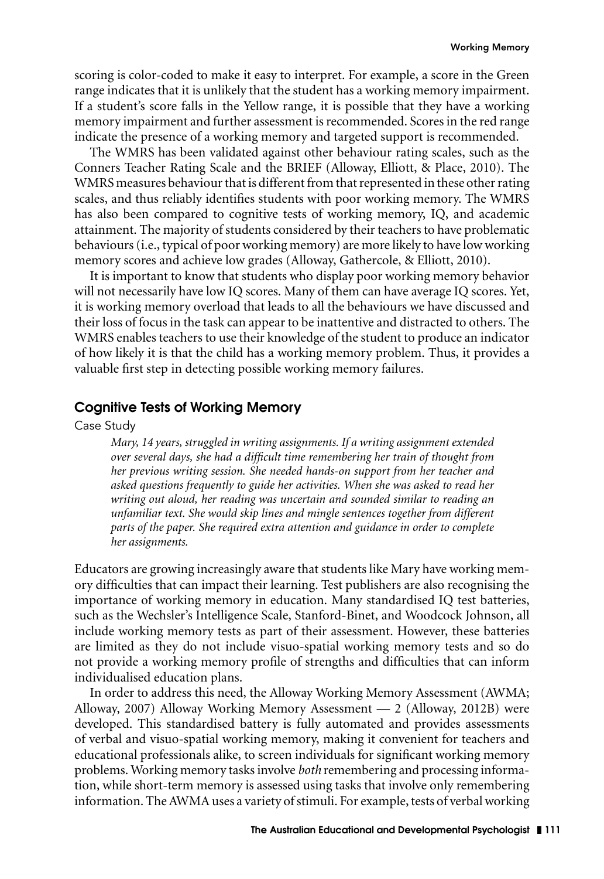scoring is color-coded to make it easy to interpret. For example, a score in the Green range indicates that it is unlikely that the student has a working memory impairment. If a student's score falls in the Yellow range, it is possible that they have a working memory impairment and further assessment is recommended. Scores in the red range indicate the presence of a working memory and targeted support is recommended.

The WMRS has been validated against other behaviour rating scales, such as the Conners Teacher Rating Scale and the BRIEF (Alloway, Elliott, & Place, 2010). The WMRS measures behaviour that is different from that represented in these other rating scales, and thus reliably identifies students with poor working memory. The WMRS has also been compared to cognitive tests of working memory, IQ, and academic attainment. The majority of students considered by their teachers to have problematic behaviours (i.e., typical of poor working memory) are more likely to have low working memory scores and achieve low grades (Alloway, Gathercole, & Elliott, 2010).

It is important to know that students who display poor working memory behavior will not necessarily have low IQ scores. Many of them can have average IQ scores. Yet, it is working memory overload that leads to all the behaviours we have discussed and their loss of focus in the task can appear to be inattentive and distracted to others. The WMRS enables teachers to use their knowledge of the student to produce an indicator of how likely it is that the child has a working memory problem. Thus, it provides a valuable first step in detecting possible working memory failures.

## Cognitive Tests of Working Memory

Case Study

> *Mary, 14 years, struggled in writing assignments. If a writing assignment extended over several days, she had a difficult time remembering her train of thought from her previous writing session. She needed hands-on support from her teacher and asked questions frequently to guide her activities. When she was asked to read her writing out aloud, her reading was uncertain and sounded similar to reading an unfamiliar text. She would skip lines and mingle sentences together from different parts of the paper. She required extra attention and guidance in order to complete her assignments.*

Educators are growing increasingly aware that students like Mary have working memory difficulties that can impact their learning. Test publishers are also recognising the importance of working memory in education. Many standardised IQ test batteries, such as the Wechsler's Intelligence Scale, Stanford-Binet, and Woodcock Johnson, all include working memory tests as part of their assessment. However, these batteries are limited as they do not include visuo-spatial working memory tests and so do not provide a working memory profile of strengths and difficulties that can inform individualised education plans.

In order to address this need, the Alloway Working Memory Assessment (AWMA; Alloway, 2007) Alloway Working Memory Assessment — 2 (Alloway, 2012B) were developed. This standardised battery is fully automated and provides assessments of verbal and visuo-spatial working memory, making it convenient for teachers and educational professionals alike, to screen individuals for significant working memory problems. Working memory tasks involve *both* remembering and processing information, while short-term memory is assessed using tasks that involve only remembering information. The AWMA uses a variety of stimuli. For example, tests of verbal working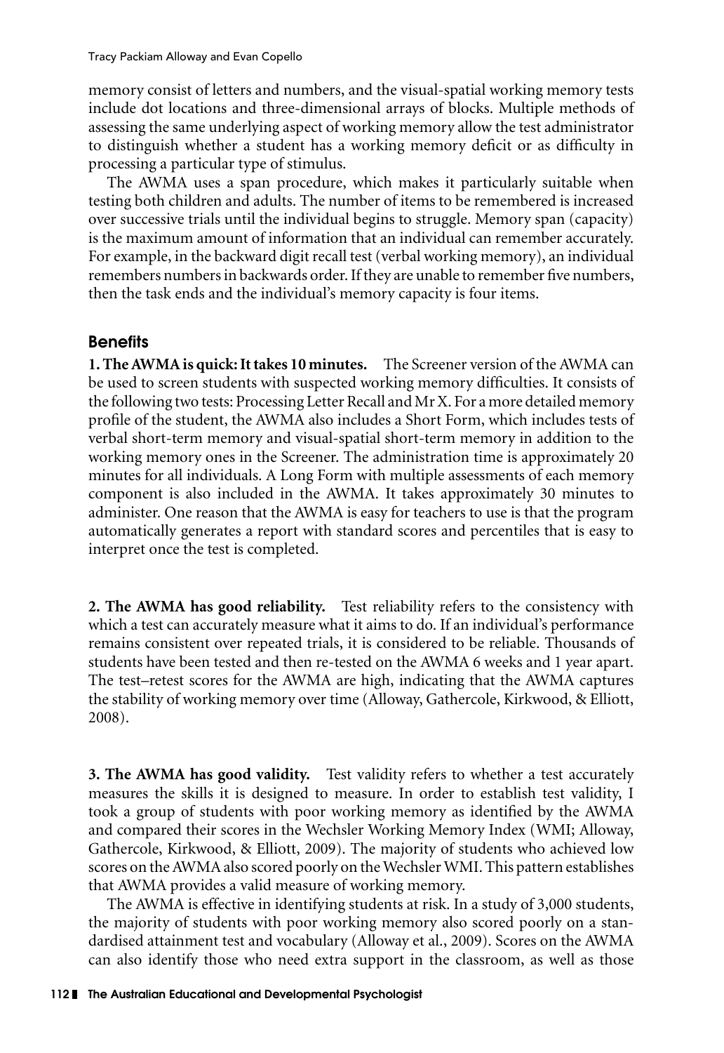memory consist of letters and numbers, and the visual-spatial working memory tests include dot locations and three-dimensional arrays of blocks. Multiple methods of assessing the same underlying aspect of working memory allow the test administrator to distinguish whether a student has a working memory deficit or as difficulty in processing a particular type of stimulus.

The AWMA uses a span procedure, which makes it particularly suitable when testing both children and adults. The number of items to be remembered is increased over successive trials until the individual begins to struggle. Memory span (capacity) is the maximum amount of information that an individual can remember accurately. For example, in the backward digit recall test (verbal working memory), an individual remembers numbers in backwards order. If they are unable to remember five numbers, then the task ends and the individual's memory capacity is four items.

## Benefits

**1. The AWMA is quick: It takes 10 minutes.** The Screener version of the AWMA can be used to screen students with suspected working memory difficulties. It consists of the following two tests: Processing Letter Recall and Mr X. For a more detailed memory profile of the student, the AWMA also includes a Short Form, which includes tests of verbal short-term memory and visual-spatial short-term memory in addition to the working memory ones in the Screener. The administration time is approximately 20 minutes for all individuals. A Long Form with multiple assessments of each memory component is also included in the AWMA. It takes approximately 30 minutes to administer. One reason that the AWMA is easy for teachers to use is that the program automatically generates a report with standard scores and percentiles that is easy to interpret once the test is completed.

**2. The AWMA has good reliability.** Test reliability refers to the consistency with which a test can accurately measure what it aims to do. If an individual's performance remains consistent over repeated trials, it is considered to be reliable. Thousands of students have been tested and then re-tested on the AWMA 6 weeks and 1 year apart. The test–retest scores for the AWMA are high, indicating that the AWMA captures the stability of working memory over time (Alloway, Gathercole, Kirkwood, & Elliott, 2008).

**3. The AWMA has good validity.** Test validity refers to whether a test accurately measures the skills it is designed to measure. In order to establish test validity, I took a group of students with poor working memory as identified by the AWMA and compared their scores in the Wechsler Working Memory Index (WMI; Alloway, Gathercole, Kirkwood, & Elliott, 2009). The majority of students who achieved low scores on the AWMA also scored poorly on the Wechsler WMI. This pattern establishes that AWMA provides a valid measure of working memory.

The AWMA is effective in identifying students at risk. In a study of 3,000 students, the majority of students with poor working memory also scored poorly on a standardised attainment test and vocabulary (Alloway et al., 2009). Scores on the AWMA can also identify those who need extra support in the classroom, as well as those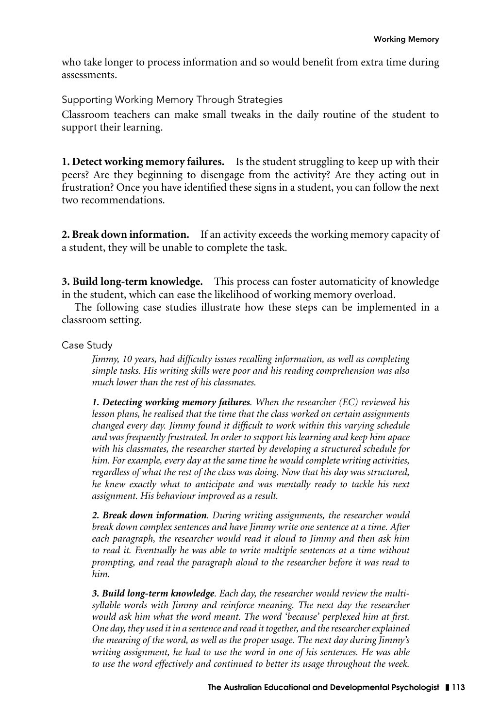who take longer to process information and so would benefit from extra time during assessments.

### Supporting Working Memory Through Strategies

Classroom teachers can make small tweaks in the daily routine of the student to support their learning.

**1. Detect working memory failures.** Is the student struggling to keep up with their peers? Are they beginning to disengage from the activity? Are they acting out in frustration? Once you have identified these signs in a student, you can follow the next two recommendations.

**2. Break down information.** If an activity exceeds the working memory capacity of a student, they will be unable to complete the task.

**3. Build long-term knowledge.** This process can foster automaticity of knowledge in the student, which can ease the likelihood of working memory overload.

The following case studies illustrate how these steps can be implemented in a classroom setting.

### Case Study

*Jimmy, 10 years, had difficulty issues recalling information, as well as completing simple tasks. His writing skills were poor and his reading comprehension was also much lower than the rest of his classmates.*

***1. Detecting working memory failures**. When the researcher (EC) reviewed his lesson plans, he realised that the time that the class worked on certain assignments changed every day. Jimmy found it difficult to work within this varying schedule and was frequently frustrated. In order to support his learning and keep him apace with his classmates, the researcher started by developing a structured schedule for him. For example, every day at the same time he would complete writing activities, regardless of what the rest of the class was doing. Now that his day was structured, he knew exactly what to anticipate and was mentally ready to tackle his next assignment. His behaviour improved as a result.*

***2. Break down information**. During writing assignments, the researcher would break down complex sentences and have Jimmy write one sentence at a time. After each paragraph, the researcher would read it aloud to Jimmy and then ask him to read it. Eventually he was able to write multiple sentences at a time without prompting, and read the paragraph aloud to the researcher before it was read to him.*

***3. Build long-term knowledge**. Each day, the researcher would review the multi-syllable words with Jimmy and reinforce meaning. The next day the researcher would ask him what the word meant. The word 'because' perplexed him at first. One day, they used it in a sentence and read it together, and the researcher explained the meaning of the word, as well as the proper usage. The next day during Jimmy's writing assignment, he had to use the word in one of his sentences. He was able to use the word effectively and continued to better its usage throughout the week.*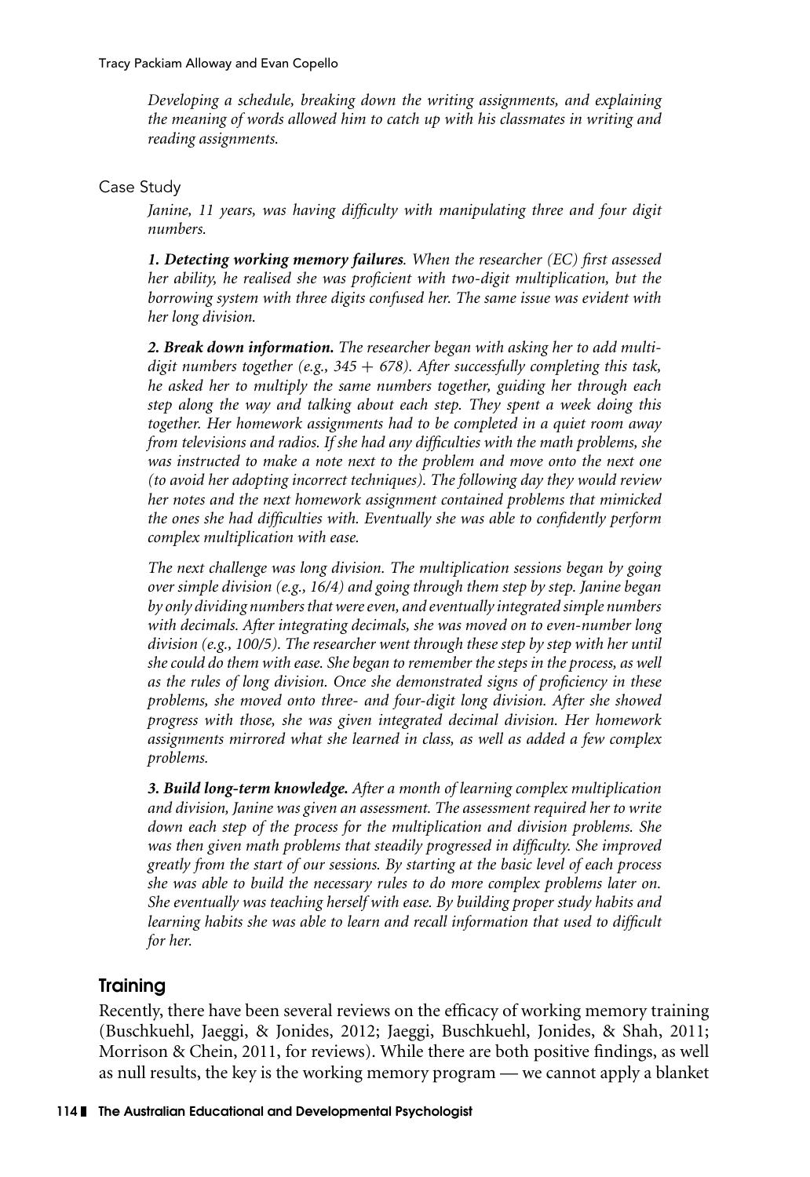*Developing a schedule, breaking down the writing assignments, and explaining the meaning of words allowed him to catch up with his classmates in writing and reading assignments.*

Case Study

*Janine, 11 years, was having difficulty with manipulating three and four digit numbers.*

***1. Detecting working memory failures****. When the researcher (EC) first assessed her ability, he realised she was proficient with two-digit multiplication, but the borrowing system with three digits confused her. The same issue was evident with her long division.*

***2. Break down information.*** *The researcher began with asking her to add multi-digit numbers together (e.g., 345 + 678). After successfully completing this task, he asked her to multiply the same numbers together, guiding her through each step along the way and talking about each step. They spent a week doing this together. Her homework assignments had to be completed in a quiet room away from televisions and radios. If she had any difficulties with the math problems, she was instructed to make a note next to the problem and move onto the next one (to avoid her adopting incorrect techniques). The following day they would review her notes and the next homework assignment contained problems that mimicked the ones she had difficulties with. Eventually she was able to confidently perform complex multiplication with ease.*

*The next challenge was long division. The multiplication sessions began by going over simple division (e.g., 16/4) and going through them step by step. Janine began by only dividing numbers that were even, and eventually integrated simple numbers with decimals. After integrating decimals, she was moved on to even-number long division (e.g., 100/5). The researcher went through these step by step with her until she could do them with ease. She began to remember the steps in the process, as well as the rules of long division. Once she demonstrated signs of proficiency in these problems, she moved onto three- and four-digit long division. After she showed progress with those, she was given integrated decimal division. Her homework assignments mirrored what she learned in class, as well as added a few complex problems.*

***3. Build long-term knowledge.*** *After a month of learning complex multiplication and division, Janine was given an assessment. The assessment required her to write down each step of the process for the multiplication and division problems. She was then given math problems that steadily progressed in difficulty. She improved greatly from the start of our sessions. By starting at the basic level of each process she was able to build the necessary rules to do more complex problems later on. She eventually was teaching herself with ease. By building proper study habits and learning habits she was able to learn and recall information that used to difficult for her.*

## Training

Recently, there have been several reviews on the efficacy of working memory training (Buschkuehl, Jaeggi, & Jonides, 2012; Jaeggi, Buschkuehl, Jonides, & Shah, 2011; Morrison & Chein, 2011, for reviews). While there are both positive findings, as well as null results, the key is the working memory program — we cannot apply a blanket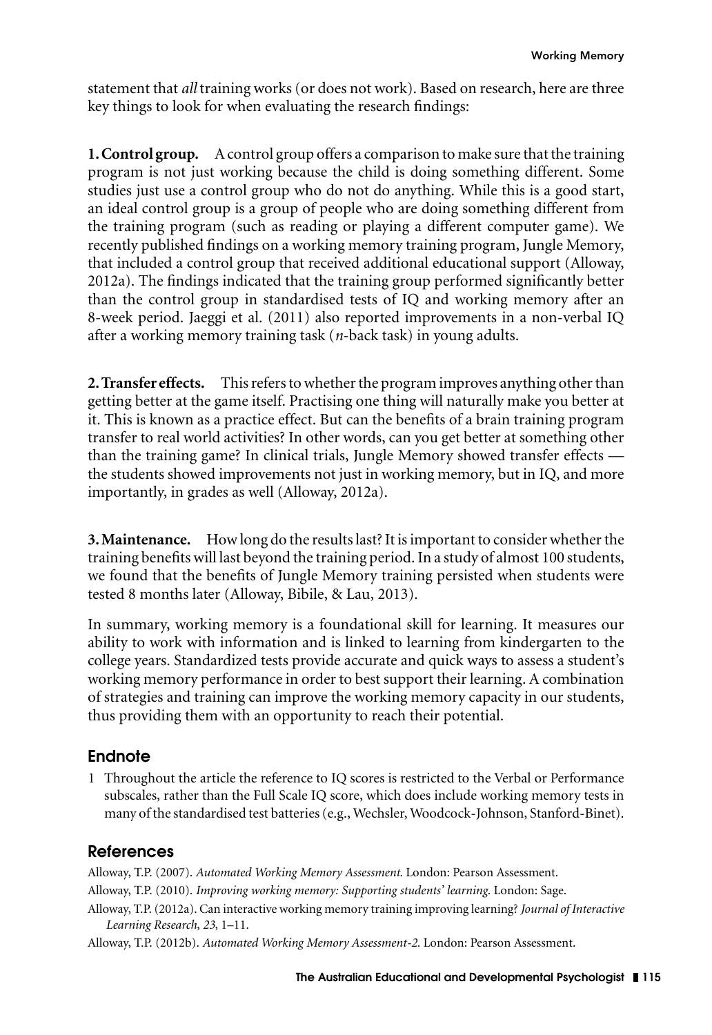statement that *all* training works (or does not work). Based on research, here are three key things to look for when evaluating the research findings:

**1. Control group.** A control group offers a comparison to make sure that the training program is not just working because the child is doing something different. Some studies just use a control group who do not do anything. While this is a good start, an ideal control group is a group of people who are doing something different from the training program (such as reading or playing a different computer game). We recently published findings on a working memory training program, Jungle Memory, that included a control group that received additional educational support (Alloway, 2012a). The findings indicated that the training group performed significantly better than the control group in standardised tests of IQ and working memory after an 8-week period. Jaeggi et al. (2011) also reported improvements in a non-verbal IQ after a working memory training task (*n*-back task) in young adults.

**2. Transfer effects.** This refers to whether the program improves anything other than getting better at the game itself. Practising one thing will naturally make you better at it. This is known as a practice effect. But can the benefits of a brain training program transfer to real world activities? In other words, can you get better at something other than the training game? In clinical trials, Jungle Memory showed transfer effects — the students showed improvements not just in working memory, but in IQ, and more importantly, in grades as well (Alloway, 2012a).

**3. Maintenance.** How long do the results last? It is important to consider whether the training benefits will last beyond the training period. In a study of almost 100 students, we found that the benefits of Jungle Memory training persisted when students were tested 8 months later (Alloway, Bibile, & Lau, 2013).

In summary, working memory is a foundational skill for learning. It measures our ability to work with information and is linked to learning from kindergarten to the college years. Standardized tests provide accurate and quick ways to assess a student's working memory performance in order to best support their learning. A combination of strategies and training can improve the working memory capacity in our students, thus providing them with an opportunity to reach their potential.

## Endnote

1 Throughout the article the reference to IQ scores is restricted to the Verbal or Performance subscales, rather than the Full Scale IQ score, which does include working memory tests in many of the standardised test batteries (e.g., Wechsler, Woodcock-Johnson, Stanford-Binet).

## References

Alloway, T.P. (2007). *Automated Working Memory Assessment*. London: Pearson Assessment.

Alloway, T.P. (2010). *Improving working memory: Supporting students' learning*. London: Sage.

Alloway, T.P. (2012a). Can interactive working memory training improving learning? *Journal of Interactive Learning Research*, *23*, 1–11.

Alloway, T.P. (2012b). *Automated Working Memory Assessment-2*. London: Pearson Assessment.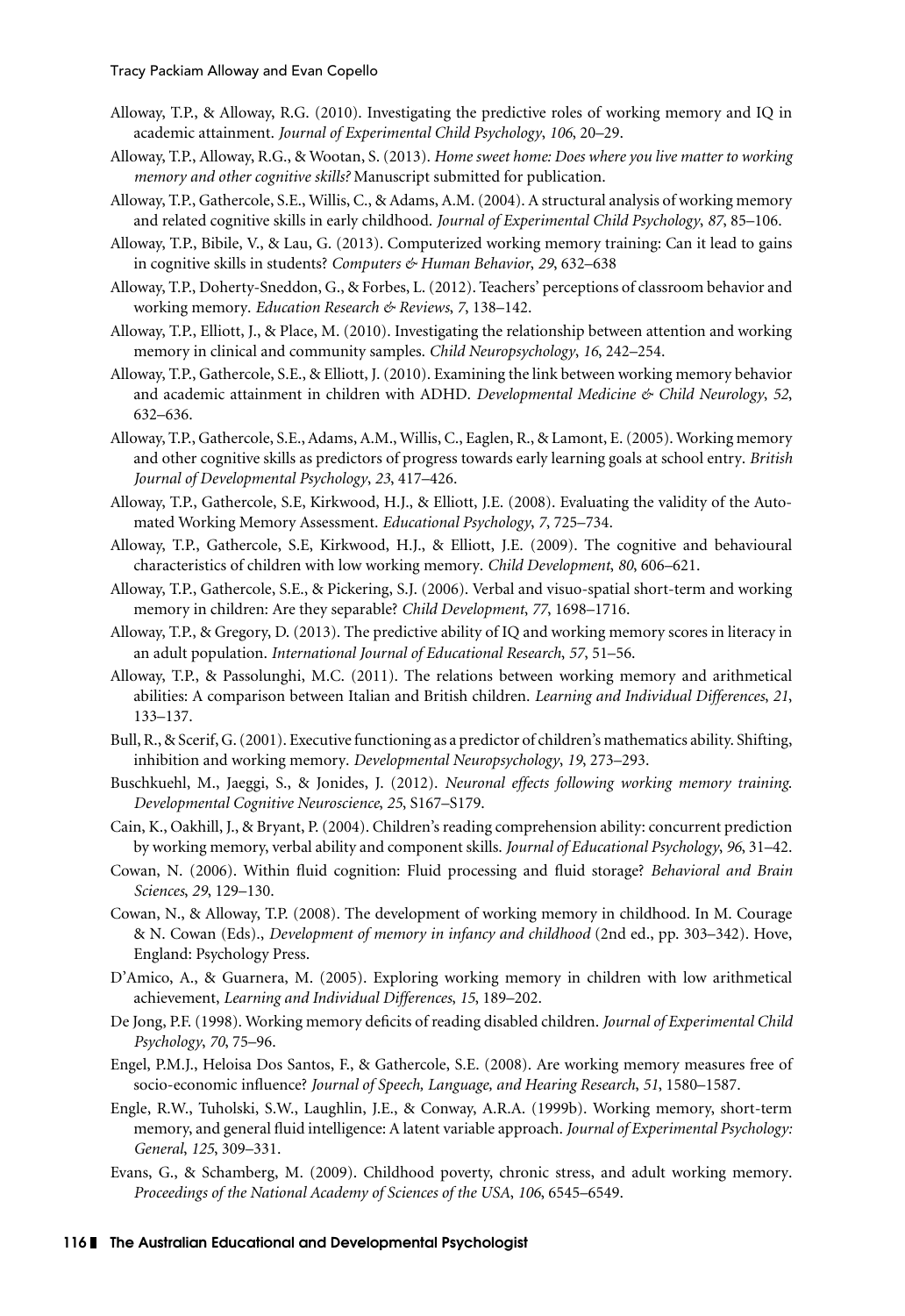Alloway, T.P., & Alloway, R.G. (2010). Investigating the predictive roles of working memory and IQ in academic attainment. *Journal of Experimental Child Psychology*, *106*, 20–29.

Alloway, T.P., Alloway, R.G., & Wootan, S. (2013). *Home sweet home: Does where you live matter to working memory and other cognitive skills?* Manuscript submitted for publication.

Alloway, T.P., Gathercole, S.E., Willis, C., & Adams, A.M. (2004). A structural analysis of working memory and related cognitive skills in early childhood. *Journal of Experimental Child Psychology*, *87*, 85–106.

Alloway, T.P., Bibile, V., & Lau, G. (2013). Computerized working memory training: Can it lead to gains in cognitive skills in students? *Computers & Human Behavior*, *29*, 632–638

Alloway, T.P., Doherty-Sneddon, G., & Forbes, L. (2012). Teachers' perceptions of classroom behavior and working memory. *Education Research & Reviews*, *7*, 138–142.

Alloway, T.P., Elliott, J., & Place, M. (2010). Investigating the relationship between attention and working memory in clinical and community samples. *Child Neuropsychology*, *16*, 242–254.

Alloway, T.P., Gathercole, S.E., & Elliott, J. (2010). Examining the link between working memory behavior and academic attainment in children with ADHD. *Developmental Medicine & Child Neurology*, *52*, 632–636.

Alloway, T.P., Gathercole, S.E., Adams, A.M., Willis, C., Eaglen, R., & Lamont, E. (2005). Working memory and other cognitive skills as predictors of progress towards early learning goals at school entry. *British Journal of Developmental Psychology*, *23*, 417–426.

Alloway, T.P., Gathercole, S.E, Kirkwood, H.J., & Elliott, J.E. (2008). Evaluating the validity of the Automated Working Memory Assessment. *Educational Psychology*, *7*, 725–734.

Alloway, T.P., Gathercole, S.E, Kirkwood, H.J., & Elliott, J.E. (2009). The cognitive and behavioural characteristics of children with low working memory. *Child Development*, *80*, 606–621.

Alloway, T.P., Gathercole, S.E., & Pickering, S.J. (2006). Verbal and visuo-spatial short-term and working memory in children: Are they separable? *Child Development*, *77*, 1698–1716.

Alloway, T.P., & Gregory, D. (2013). The predictive ability of IQ and working memory scores in literacy in an adult population. *International Journal of Educational Research*, *57*, 51–56.

Alloway, T.P., & Passolunghi, M.C. (2011). The relations between working memory and arithmetical abilities: A comparison between Italian and British children. *Learning and Individual Differences*, *21*, 133–137.

Bull, R., & Scerif, G. (2001). Executive functioning as a predictor of children's mathematics ability. Shifting, inhibition and working memory. *Developmental Neuropsychology*, *19*, 273–293.

Buschkuehl, M., Jaeggi, S., & Jonides, J. (2012). *Neuronal effects following working memory training. Developmental Cognitive Neuroscience*, *25*, S167–S179.

Cain, K., Oakhill, J., & Bryant, P. (2004). Children's reading comprehension ability: concurrent prediction by working memory, verbal ability and component skills. *Journal of Educational Psychology*, *96*, 31–42.

Cowan, N. (2006). Within fluid cognition: Fluid processing and fluid storage? *Behavioral and Brain Sciences*, *29*, 129–130.

Cowan, N., & Alloway, T.P. (2008). The development of working memory in childhood. In M. Courage & N. Cowan (Eds)., *Development of memory in infancy and childhood* (2nd ed., pp. 303–342). Hove, England: Psychology Press.

D'Amico, A., & Guarnera, M. (2005). Exploring working memory in children with low arithmetical achievement, *Learning and Individual Differences*, *15*, 189–202.

De Jong, P.F. (1998). Working memory deficits of reading disabled children. *Journal of Experimental Child Psychology*, *70*, 75–96.

Engel, P.M.J., Heloisa Dos Santos, F., & Gathercole, S.E. (2008). Are working memory measures free of socio-economic influence? *Journal of Speech, Language, and Hearing Research*, *51*, 1580–1587.

Engle, R.W., Tuholski, S.W., Laughlin, J.E., & Conway, A.R.A. (1999b). Working memory, short-term memory, and general fluid intelligence: A latent variable approach. *Journal of Experimental Psychology: General*, *125*, 309–331.

Evans, G., & Schamberg, M. (2009). Childhood poverty, chronic stress, and adult working memory. *Proceedings of the National Academy of Sciences of the USA*, *106*, 6545–6549.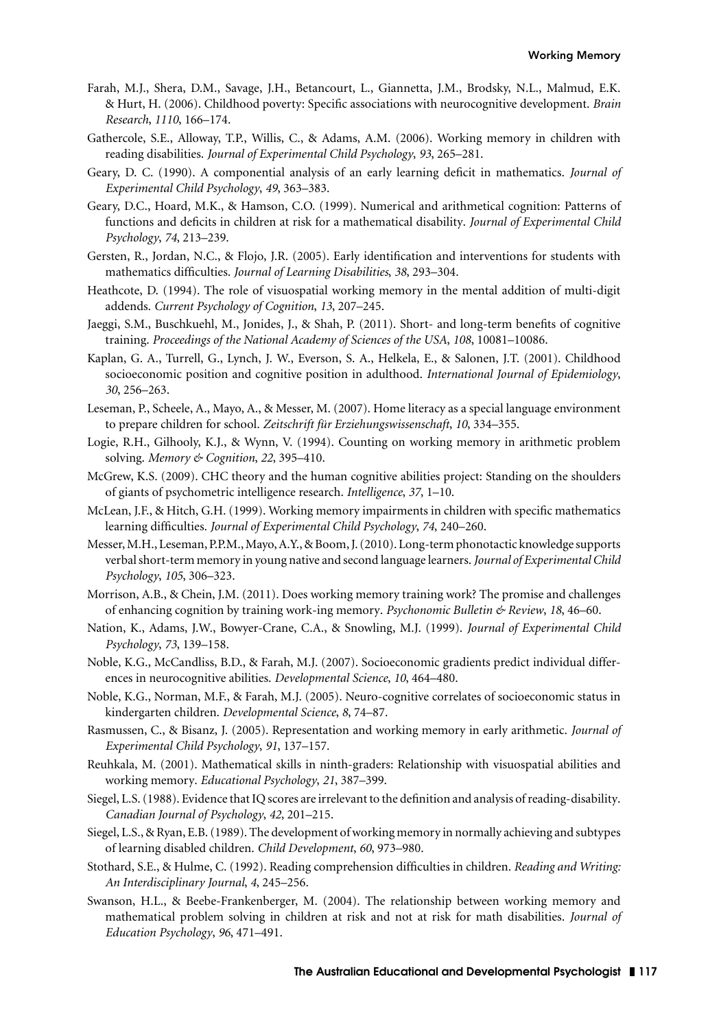Farah, M.J., Shera, D.M., Savage, J.H., Betancourt, L., Giannetta, J.M., Brodsky, N.L., Malmud, E.K. & Hurt, H. (2006). Childhood poverty: Specific associations with neurocognitive development. *Brain Research*, *1110*, 166–174.

Gathercole, S.E., Alloway, T.P., Willis, C., & Adams, A.M. (2006). Working memory in children with reading disabilities. *Journal of Experimental Child Psychology*, *93*, 265–281.

Geary, D. C. (1990). A componential analysis of an early learning deficit in mathematics. *Journal of Experimental Child Psychology*, *49*, 363–383.

Geary, D.C., Hoard, M.K., & Hamson, C.O. (1999). Numerical and arithmetical cognition: Patterns of functions and deficits in children at risk for a mathematical disability. *Journal of Experimental Child Psychology*, *74*, 213–239.

Gersten, R., Jordan, N.C., & Flojo, J.R. (2005). Early identification and interventions for students with mathematics difficulties. *Journal of Learning Disabilities*, *38*, 293–304.

Heathcote, D. (1994). The role of visuospatial working memory in the mental addition of multi-digit addends. *Current Psychology of Cognition*, *13*, 207–245.

Jaeggi, S.M., Buschkuehl, M., Jonides, J., & Shah, P. (2011). Short- and long-term benefits of cognitive training. *Proceedings of the National Academy of Sciences of the USA*, *108*, 10081–10086.

Kaplan, G. A., Turrell, G., Lynch, J. W., Everson, S. A., Helkela, E., & Salonen, J.T. (2001). Childhood socioeconomic position and cognitive position in adulthood. *International Journal of Epidemiology*, *30*, 256–263.

Leseman, P., Scheele, A., Mayo, A., & Messer, M. (2007). Home literacy as a special language environment to prepare children for school. *Zeitschrift für Erziehungswissenschaft*, *10*, 334–355.

Logie, R.H., Gilhooly, K.J., & Wynn, V. (1994). Counting on working memory in arithmetic problem solving. *Memory & Cognition*, *22*, 395–410.

McGrew, K.S. (2009). CHC theory and the human cognitive abilities project: Standing on the shoulders of giants of psychometric intelligence research. *Intelligence*, *37*, 1–10.

McLean, J.F., & Hitch, G.H. (1999). Working memory impairments in children with specific mathematics learning difficulties. *Journal of Experimental Child Psychology*, *74*, 240–260.

Messer, M.H., Leseman, P.P.M., Mayo, A.Y., & Boom, J. (2010). Long-term phonotactic knowledge supports verbal short-term memory in young native and second language learners. *Journal of Experimental Child Psychology*, *105*, 306–323.

Morrison, A.B., & Chein, J.M. (2011). Does working memory training work? The promise and challenges of enhancing cognition by training work-ing memory. *Psychonomic Bulletin & Review*, *18*, 46–60.

Nation, K., Adams, J.W., Bowyer-Crane, C.A., & Snowling, M.J. (1999). *Journal of Experimental Child Psychology*, *73*, 139–158.

Noble, K.G., McCandliss, B.D., & Farah, M.J. (2007). Socioeconomic gradients predict individual differences in neurocognitive abilities. *Developmental Science*, *10*, 464–480.

Noble, K.G., Norman, M.F., & Farah, M.J. (2005). Neuro-cognitive correlates of socioeconomic status in kindergarten children. *Developmental Science*, *8*, 74–87.

Rasmussen, C., & Bisanz, J. (2005). Representation and working memory in early arithmetic. *Journal of Experimental Child Psychology*, *91*, 137–157.

Reuhkala, M. (2001). Mathematical skills in ninth-graders: Relationship with visuospatial abilities and working memory. *Educational Psychology*, *21*, 387–399.

Siegel, L.S. (1988). Evidence that IQ scores are irrelevant to the definition and analysis of reading-disability. *Canadian Journal of Psychology*, *42*, 201–215.

Siegel, L.S., & Ryan, E.B. (1989). The development of working memory in normally achieving and subtypes of learning disabled children. *Child Development*, *60*, 973–980.

Stothard, S.E., & Hulme, C. (1992). Reading comprehension difficulties in children. *Reading and Writing: An Interdisciplinary Journal*, *4*, 245–256.

Swanson, H.L., & Beebe-Frankenberger, M. (2004). The relationship between working memory and mathematical problem solving in children at risk and not at risk for math disabilities. *Journal of Education Psychology*, *96*, 471–491.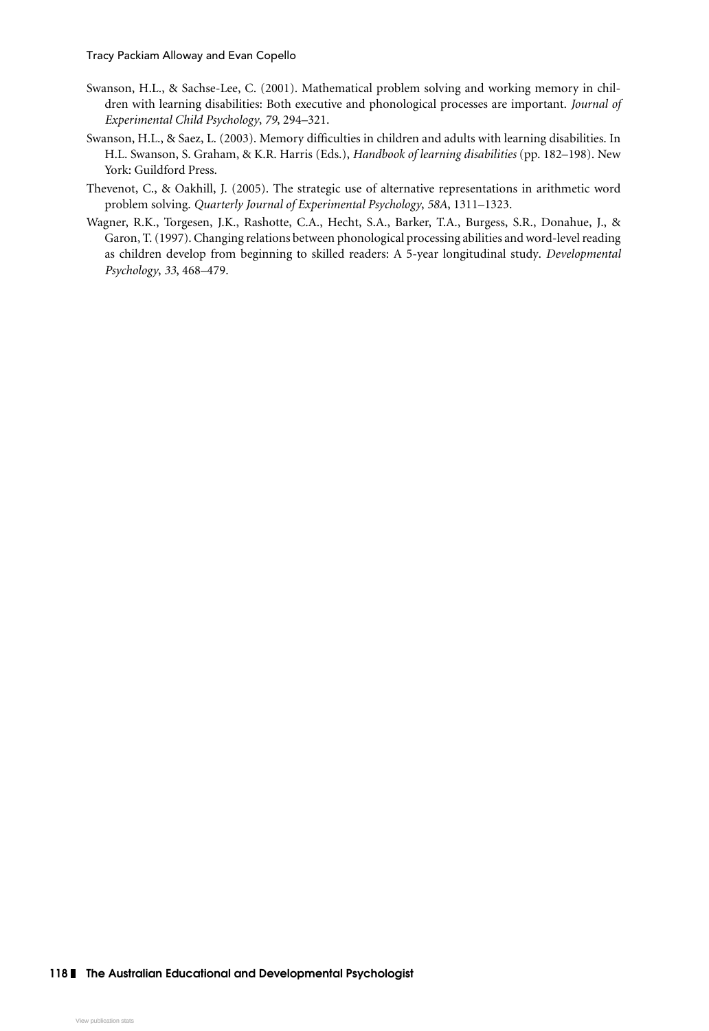Swanson, H.L., & Sachse-Lee, C. (2001). Mathematical problem solving and working memory in children with learning disabilities: Both executive and phonological processes are important. *Journal of Experimental Child Psychology*, *79*, 294–321.

Swanson, H.L., & Saez, L. (2003). Memory difficulties in children and adults with learning disabilities. In H.L. Swanson, S. Graham, & K.R. Harris (Eds.), *Handbook of learning disabilities* (pp. 182–198). New York: Guildford Press.

Thevenot, C., & Oakhill, J. (2005). The strategic use of alternative representations in arithmetic word problem solving. *Quarterly Journal of Experimental Psychology*, *58A*, 1311–1323.

Wagner, R.K., Torgesen, J.K., Rashotte, C.A., Hecht, S.A., Barker, T.A., Burgess, S.R., Donahue, J., & Garon, T. (1997). Changing relations between phonological processing abilities and word-level reading as children develop from beginning to skilled readers: A 5-year longitudinal study. *Developmental Psychology*, *33*, 468–479.